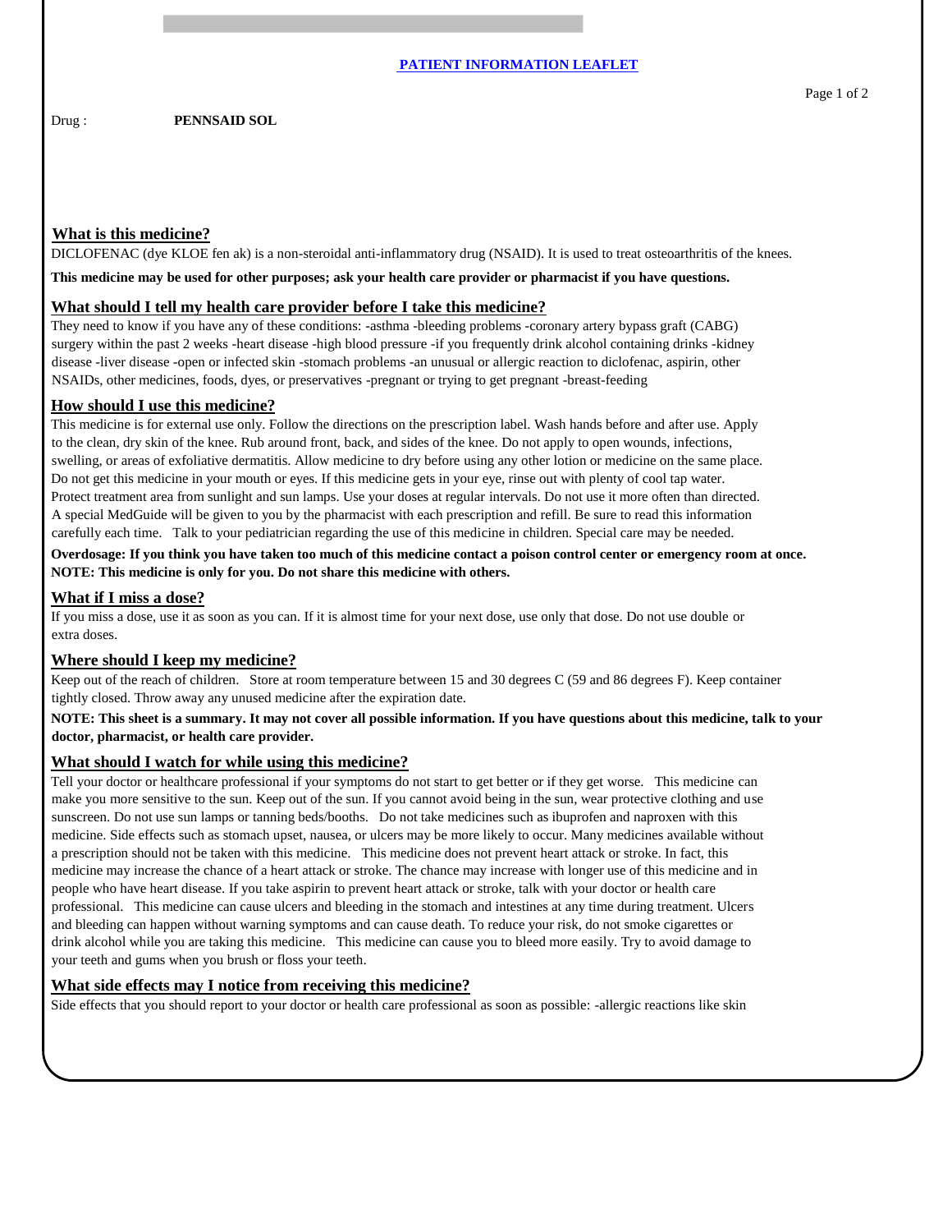**PATIENT INFORMATION LEAFLET**

Drug : **PENNSAID SOL**

## What is this medicine?

DICLOFENAC (dye KLOE fen ak) is a non-steroidal anti-inflammatory drug (NSAID). It is used to treat osteoarthritis of the knees.

**This medicine may be used for other purposes; ask your health care provider or pharmacist if you have questions.**

## What should I tell my health care provider before I take this medicine?

They need to know if you have any of these conditions: -asthma -bleeding problems -coronary artery bypass graft (CABG) surgery within the past 2 weeks -heart disease -high blood pressure -if you frequently drink alcohol containing drinks -kidney disease -liver disease -open or infected skin -stomach problems -an unusual or allergic reaction to diclofenac, aspirin, other NSAIDs, other medicines, foods, dyes, or preservatives -pregnant or trying to get pregnant -breast-feeding

## How should I use this medicine?

This medicine is for external use only. Follow the directions on the prescription label. Wash hands before and after use. Apply to the clean, dry skin of the knee. Rub around front, back, and sides of the knee. Do not apply to open wounds, infections, swelling, or areas of exfoliative dermatitis. Allow medicine to dry before using any other lotion or medicine on the same place. Do not get this medicine in your mouth or eyes. If this medicine gets in your eye, rinse out with plenty of cool tap water. Protect treatment area from sunlight and sun lamps. Use your doses at regular intervals. Do not use it more often than directed. A special MedGuide will be given to you by the pharmacist with each prescription and refill. Be sure to read this information carefully each time. Talk to your pediatrician regarding the use of this medicine in children. Special care may be needed.

**Overdosage: If you think you have taken too much of this medicine contact a poison control center or emergency room at once.**
**NOTE: This medicine is only for you. Do not share this medicine with others.**

## What if I miss a dose?

If you miss a dose, use it as soon as you can. If it is almost time for your next dose, use only that dose. Do not use double or extra doses.

## Where should I keep my medicine?

Keep out of the reach of children. Store at room temperature between 15 and 30 degrees C (59 and 86 degrees F). Keep container tightly closed. Throw away any unused medicine after the expiration date.

**NOTE: This sheet is a summary. It may not cover all possible information. If you have questions about this medicine, talk to your doctor, pharmacist, or health care provider.**

## What should I watch for while using this medicine?

Tell your doctor or healthcare professional if your symptoms do not start to get better or if they get worse. This medicine can make you more sensitive to the sun. Keep out of the sun. If you cannot avoid being in the sun, wear protective clothing and use sunscreen. Do not use sun lamps or tanning beds/booths. Do not take medicines such as ibuprofen and naproxen with this medicine. Side effects such as stomach upset, nausea, or ulcers may be more likely to occur. Many medicines available without a prescription should not be taken with this medicine. This medicine does not prevent heart attack or stroke. In fact, this medicine may increase the chance of a heart attack or stroke. The chance may increase with longer use of this medicine and in people who have heart disease. If you take aspirin to prevent heart attack or stroke, talk with your doctor or health care professional. This medicine can cause ulcers and bleeding in the stomach and intestines at any time during treatment. Ulcers and bleeding can happen without warning symptoms and can cause death. To reduce your risk, do not smoke cigarettes or drink alcohol while you are taking this medicine. This medicine can cause you to bleed more easily. Try to avoid damage to your teeth and gums when you brush or floss your teeth.

## What side effects may I notice from receiving this medicine?

Side effects that you should report to your doctor or health care professional as soon as possible: -allergic reactions like skin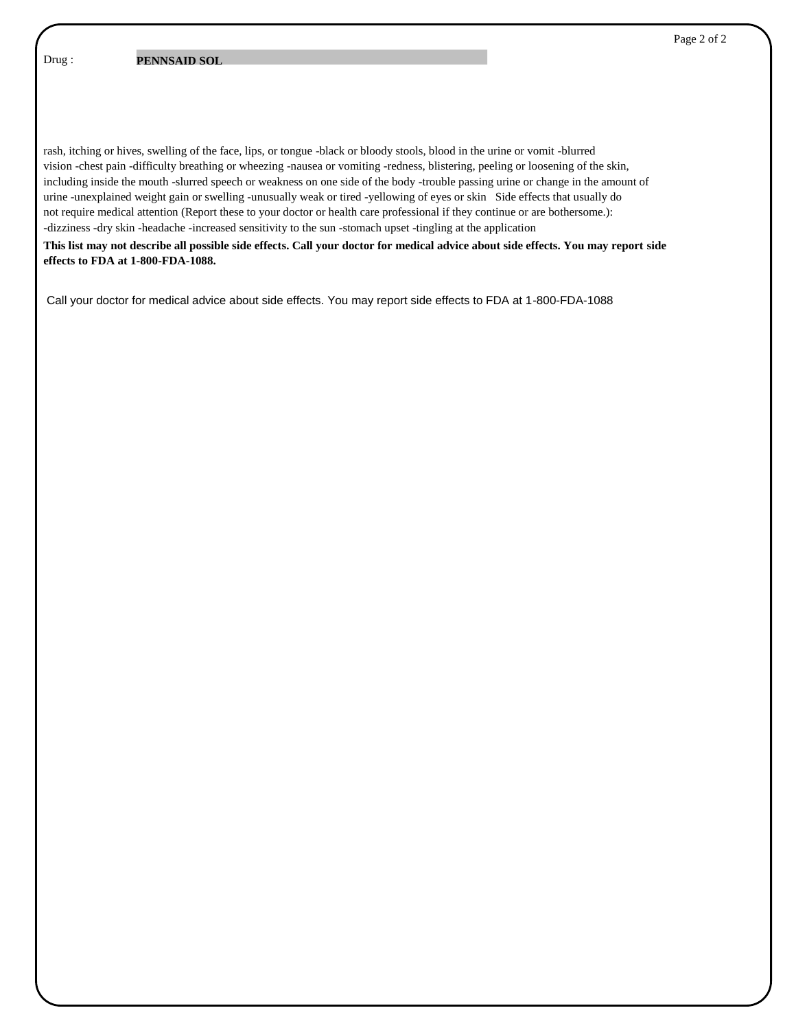Drug : **PENNSAID SOL**

rash, itching or hives, swelling of the face, lips, or tongue -black or bloody stools, blood in the urine or vomit -blurred vision -chest pain -difficulty breathing or wheezing -nausea or vomiting -redness, blistering, peeling or loosening of the skin, including inside the mouth -slurred speech or weakness on one side of the body -trouble passing urine or change in the amount of urine -unexplained weight gain or swelling -unusually weak or tired -yellowing of eyes or skin Side effects that usually do not require medical attention (Report these to your doctor or health care professional if they continue or are bothersome.): -dizziness -dry skin -headache -increased sensitivity to the sun -stomach upset -tingling at the application

**This list may not describe all possible side effects. Call your doctor for medical advice about side effects. You may report side effects to FDA at 1-800-FDA-1088.**

Call your doctor for medical advice about side effects. You may report side effects to FDA at 1-800-FDA-1088